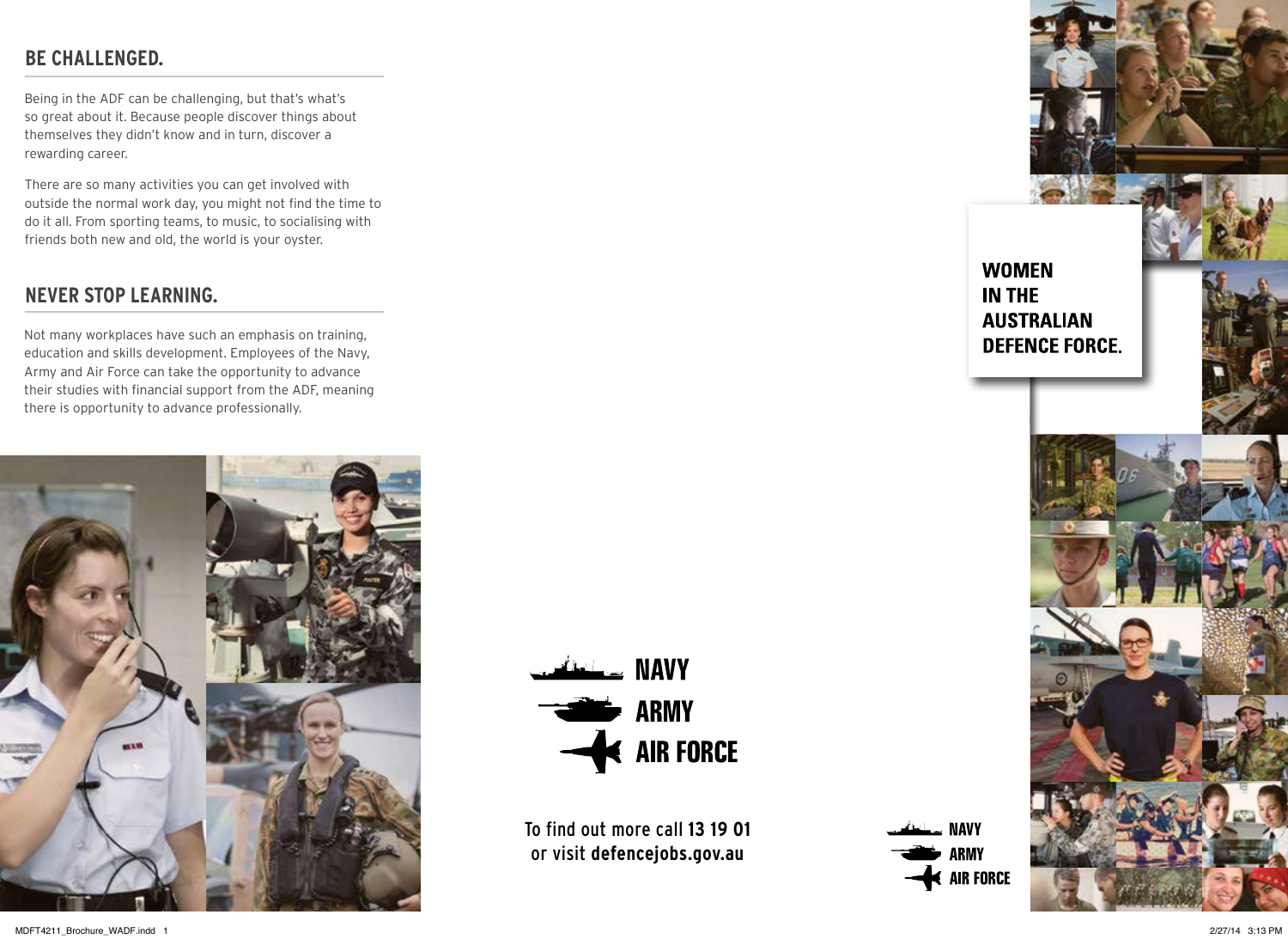## BE CHALLENGED.

Being in the ADF can be challenging, but that's what's so great about it. Because people discover things about themselves they didn't know and in turn, discover a rewarding career.

There are so many activities you can get involved with outside the normal work day, you might not find the time to do it all. From sporting teams, to music, to socialising with friends both new and old, the world is your oyster.

## NEVER STOP LEARNING.

Not many workplaces have such an emphasis on training, education and skills development. Employees of the Navy, Army and Air Force can take the opportunity to advance their studies with financial support from the ADF, meaning there is opportunity to advance professionally.

NAVY
ARMY
AIR FORCE

To find out more call **13 19 01**
or visit **defencejobs.gov.au**

NAVY
ARMY
AIR FORCE

# WOMEN IN THE AUSTRALIAN DEFENCE FORCE.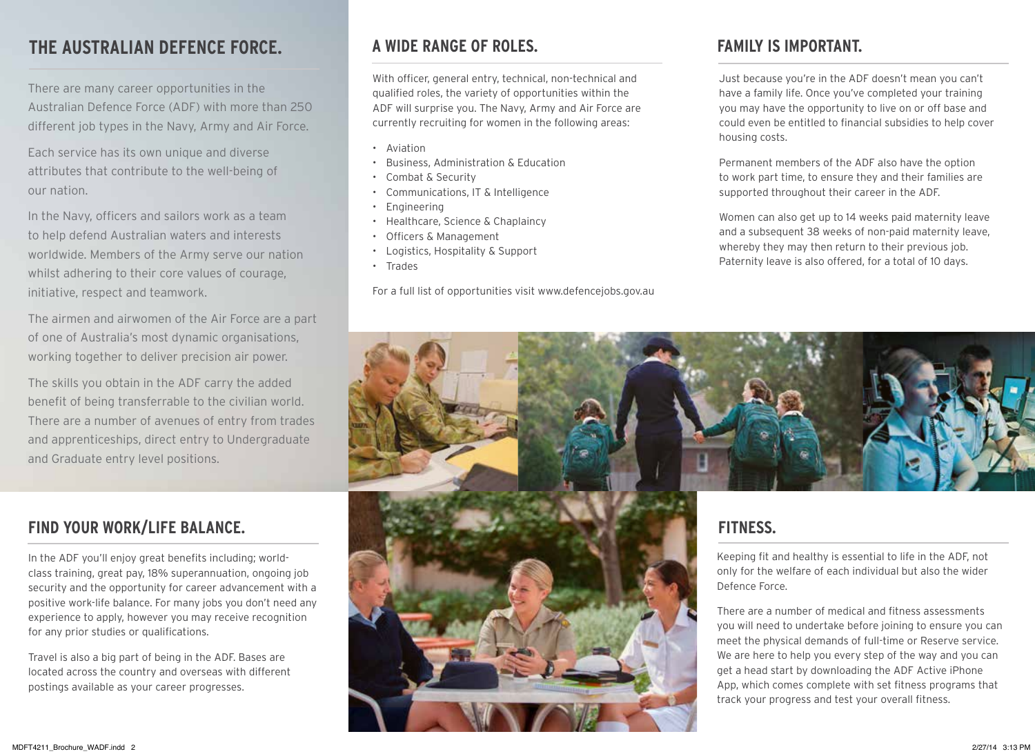## THE AUSTRALIAN DEFENCE FORCE.

There are many career opportunities in the Australian Defence Force (ADF) with more than 250 different job types in the Navy, Army and Air Force.

Each service has its own unique and diverse attributes that contribute to the well-being of our nation.

In the Navy, officers and sailors work as a team to help defend Australian waters and interests worldwide. Members of the Army serve our nation whilst adhering to their core values of courage, initiative, respect and teamwork.

The airmen and airwomen of the Air Force are a part of one of Australia's most dynamic organisations, working together to deliver precision air power.

The skills you obtain in the ADF carry the added benefit of being transferrable to the civilian world. There are a number of avenues of entry from trades and apprenticeships, direct entry to Undergraduate and Graduate entry level positions.

## A WIDE RANGE OF ROLES.

With officer, general entry, technical, non-technical and qualified roles, the variety of opportunities within the ADF will surprise you. The Navy, Army and Air Force are currently recruiting for women in the following areas:

- Aviation
- Business, Administration & Education
- Combat & Security
- Communications, IT & Intelligence
- Engineering
- Healthcare, Science & Chaplaincy
- Officers & Management
- Logistics, Hospitality & Support
- Trades

For a full list of opportunities visit www.defencejobs.gov.au

## FAMILY IS IMPORTANT.

Just because you're in the ADF doesn't mean you can't have a family life. Once you've completed your training you may have the opportunity to live on or off base and could even be entitled to financial subsidies to help cover housing costs.

Permanent members of the ADF also have the option to work part time, to ensure they and their families are supported throughout their career in the ADF.

Women can also get up to 14 weeks paid maternity leave and a subsequent 38 weeks of non-paid maternity leave, whereby they may then return to their previous job. Paternity leave is also offered, for a total of 10 days.

## FIND YOUR WORK/LIFE BALANCE.

In the ADF you'll enjoy great benefits including; world-class training, great pay, 18% superannuation, ongoing job security and the opportunity for career advancement with a positive work-life balance. For many jobs you don't need any experience to apply, however you may receive recognition for any prior studies or qualifications.

Travel is also a big part of being in the ADF. Bases are located across the country and overseas with different postings available as your career progresses.

## FITNESS.

Keeping fit and healthy is essential to life in the ADF, not only for the welfare of each individual but also the wider Defence Force.

There are a number of medical and fitness assessments you will need to undertake before joining to ensure you can meet the physical demands of full-time or Reserve service. We are here to help you every step of the way and you can get a head start by downloading the ADF Active iPhone App, which comes complete with set fitness programs that track your progress and test your overall fitness.